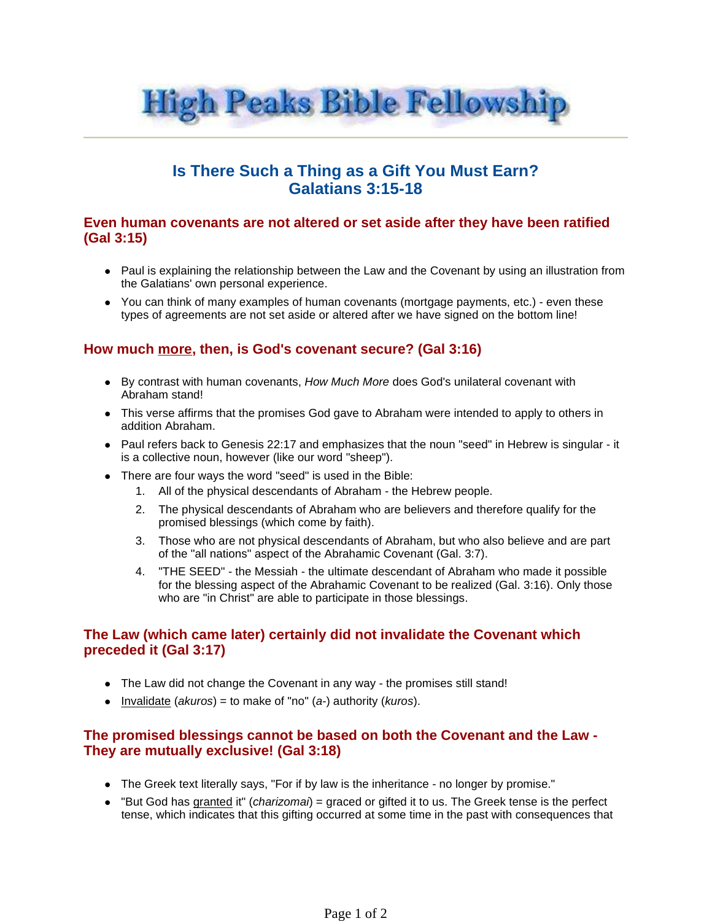# High Peaks Bible Fellowship

## Is There Such a Thing as a Gift You Must Earn?
## Galatians 3:15-18

### Even human covenants are not altered or set aside after they have been ratified (Gal 3:15)

- Paul is explaining the relationship between the Law and the Covenant by using an illustration from the Galatians' own personal experience.
- You can think of many examples of human covenants (mortgage payments, etc.) - even these types of agreements are not set aside or altered after we have signed on the bottom line!

### How much <u>more</u>, then, is God's covenant secure? (Gal 3:16)

- By contrast with human covenants, *How Much More* does God's unilateral covenant with Abraham stand!
- This verse affirms that the promises God gave to Abraham were intended to apply to others in addition Abraham.
- Paul refers back to Genesis 22:17 and emphasizes that the noun "seed" in Hebrew is singular - it is a collective noun, however (like our word "sheep").
- There are four ways the word "seed" is used in the Bible:
  1. All of the physical descendants of Abraham - the Hebrew people.
  2. The physical descendants of Abraham who are believers and therefore qualify for the promised blessings (which come by faith).
  3. Those who are not physical descendants of Abraham, but who also believe and are part of the "all nations" aspect of the Abrahamic Covenant (Gal. 3:7).
  4. "THE SEED" - the Messiah - the ultimate descendant of Abraham who made it possible for the blessing aspect of the Abrahamic Covenant to be realized (Gal. 3:16). Only those who are "in Christ" are able to participate in those blessings.

### The Law (which came later) certainly did not invalidate the Covenant which preceded it (Gal 3:17)

- The Law did not change the Covenant in any way - the promises still stand!
- <u>Invalidate</u> (*akuros*) = to make of "no" (*a*-) authority (*kuros*).

### The promised blessings cannot be based on both the Covenant and the Law - They are mutually exclusive! (Gal 3:18)

- The Greek text literally says, "For if by law is the inheritance - no longer by promise."
- "But God has <u>granted</u> it" (*charizomai*) = graced or gifted it to us. The Greek tense is the perfect tense, which indicates that this gifting occurred at some time in the past with consequences that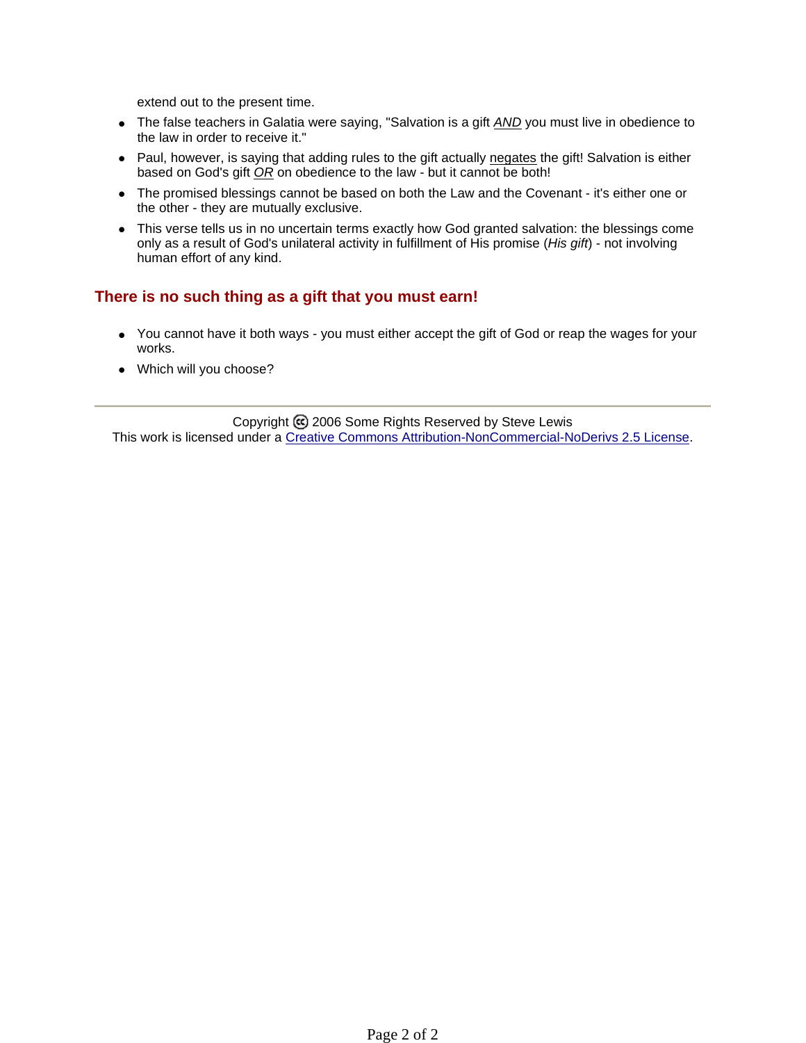extend out to the present time.

- The false teachers in Galatia were saying, "Salvation is a gift ***AND*** you must live in obedience to the law in order to receive it."
- Paul, however, is saying that adding rules to the gift actually negates the gift! Salvation is either based on God's gift ***OR*** on obedience to the law - but it cannot be both!
- The promised blessings cannot be based on both the Law and the Covenant - it's either one or the other - they are mutually exclusive.
- This verse tells us in no uncertain terms exactly how God granted salvation: the blessings come only as a result of God's unilateral activity in fulfillment of His promise (*His gift*) - not involving human effort of any kind.

## There is no such thing as a gift that you must earn!

- You cannot have it both ways - you must either accept the gift of God or reap the wages for your works.
- Which will you choose?

---

Copyright ⓒ 2006 Some Rights Reserved by Steve Lewis
This work is licensed under a Creative Commons Attribution-NonCommercial-NoDerivs 2.5 License.